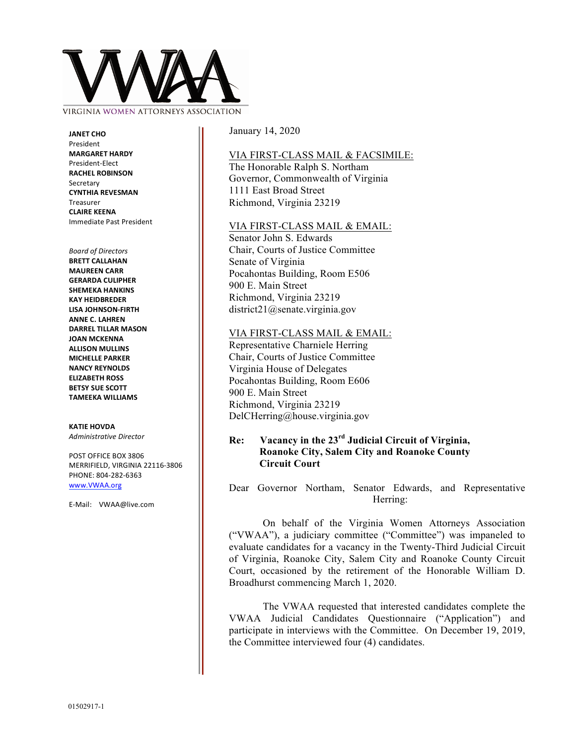VIRGINIA WOMEN ATTORNEYS ASSOCIATION

**JANET CHO**
President
**MARGARET HARDY**
President-Elect
**RACHEL ROBINSON**
Secretary
**CYNTHIA REVESMAN**
Treasurer
**CLAIRE KEENA**
Immediate Past President

*Board of Directors*
**BRETT CALLAHAN**
**MAUREEN CARR**
**GERARDA CULIPHER**
**SHEMEKA HANKINS**
**KAY HEIDBREDER**
**LISA JOHNSON-FIRTH**
**ANNE C. LAHREN**
**DARREL TILLAR MASON**
**JOAN MCKENNA**
**ALLISON MULLINS**
**MICHELLE PARKER**
**NANCY REYNOLDS**
**ELIZABETH ROSS**
**BETSY SUE SCOTT**
**TAMEEKA WILLIAMS**

**KATIE HOVDA**
*Administrative Director*

POST OFFICE BOX 3806
MERRIFIELD, VIRGINIA 22116-3806
PHONE: 804-282-6363
www.VWAA.org

E-Mail: VWAA@live.com

January 14, 2020

VIA FIRST-CLASS MAIL & FACSIMILE:
The Honorable Ralph S. Northam
Governor, Commonwealth of Virginia
1111 East Broad Street
Richmond, Virginia 23219

VIA FIRST-CLASS MAIL & EMAIL:
Senator John S. Edwards
Chair, Courts of Justice Committee
Senate of Virginia
Pocahontas Building, Room E506
900 E. Main Street
Richmond, Virginia 23219
district21@senate.virginia.gov

VIA FIRST-CLASS MAIL & EMAIL:
Representative Charniele Herring
Chair, Courts of Justice Committee
Virginia House of Delegates
Pocahontas Building, Room E606
900 E. Main Street
Richmond, Virginia 23219
DelCHerring@house.virginia.gov

**Re: Vacancy in the 23rd Judicial Circuit of Virginia, Roanoke City, Salem City and Roanoke County Circuit Court**

Dear Governor Northam, Senator Edwards, and Representative Herring:

On behalf of the Virginia Women Attorneys Association ("VWAA"), a judiciary committee ("Committee") was impaneled to evaluate candidates for a vacancy in the Twenty-Third Judicial Circuit of Virginia, Roanoke City, Salem City and Roanoke County Circuit Court, occasioned by the retirement of the Honorable William D. Broadhurst commencing March 1, 2020.

The VWAA requested that interested candidates complete the VWAA Judicial Candidates Questionnaire ("Application") and participate in interviews with the Committee. On December 19, 2019, the Committee interviewed four (4) candidates.

01502917-1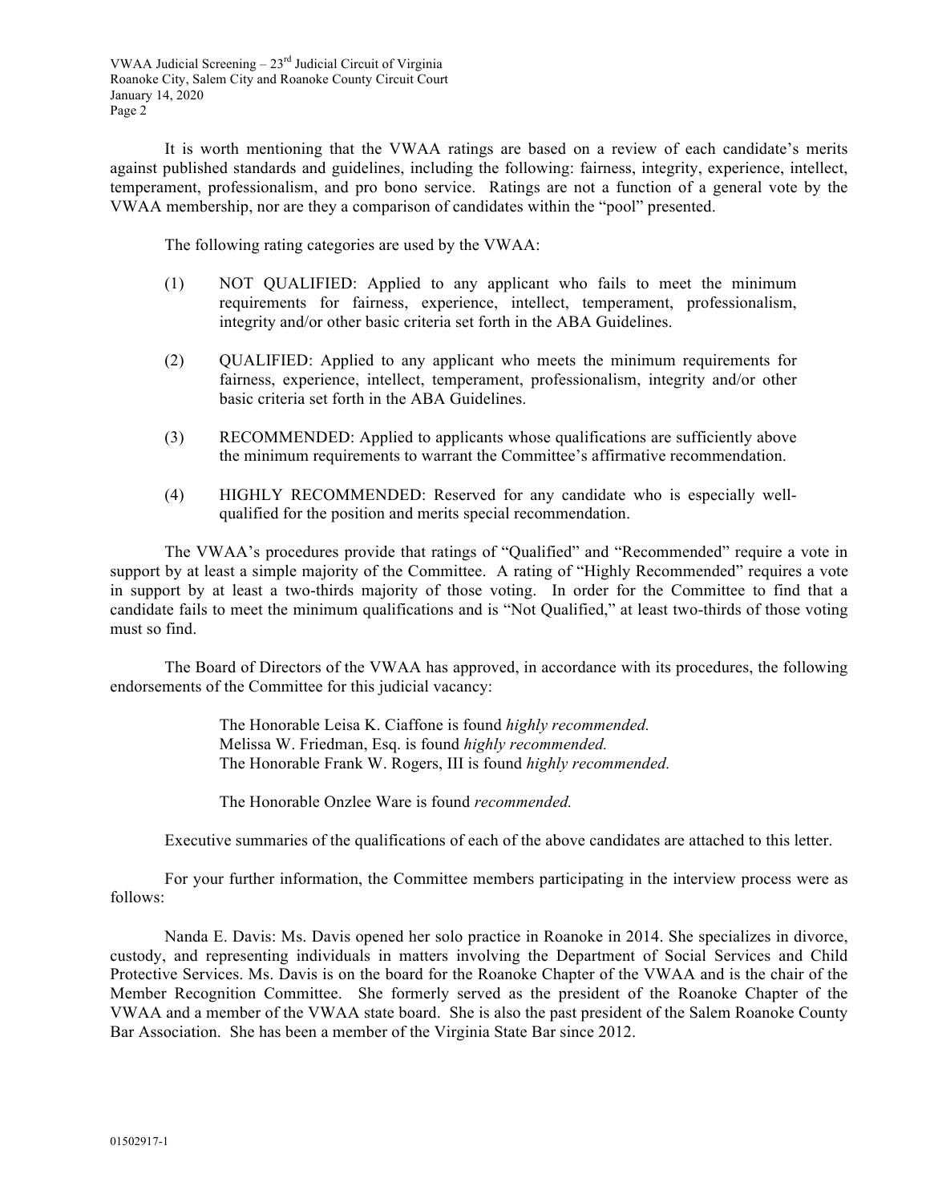It is worth mentioning that the VWAA ratings are based on a review of each candidate's merits against published standards and guidelines, including the following: fairness, integrity, experience, intellect, temperament, professionalism, and pro bono service. Ratings are not a function of a general vote by the VWAA membership, nor are they a comparison of candidates within the "pool" presented.

The following rating categories are used by the VWAA:

(1) NOT QUALIFIED: Applied to any applicant who fails to meet the minimum requirements for fairness, experience, intellect, temperament, professionalism, integrity and/or other basic criteria set forth in the ABA Guidelines.

(2) QUALIFIED: Applied to any applicant who meets the minimum requirements for fairness, experience, intellect, temperament, professionalism, integrity and/or other basic criteria set forth in the ABA Guidelines.

(3) RECOMMENDED: Applied to applicants whose qualifications are sufficiently above the minimum requirements to warrant the Committee's affirmative recommendation.

(4) HIGHLY RECOMMENDED: Reserved for any candidate who is especially well-qualified for the position and merits special recommendation.

The VWAA's procedures provide that ratings of "Qualified" and "Recommended" require a vote in support by at least a simple majority of the Committee. A rating of "Highly Recommended" requires a vote in support by at least a two-thirds majority of those voting. In order for the Committee to find that a candidate fails to meet the minimum qualifications and is "Not Qualified," at least two-thirds of those voting must so find.

The Board of Directors of the VWAA has approved, in accordance with its procedures, the following endorsements of the Committee for this judicial vacancy:

The Honorable Leisa K. Ciaffone is found *highly recommended.*
Melissa W. Friedman, Esq. is found *highly recommended.*
The Honorable Frank W. Rogers, III is found *highly recommended.*

The Honorable Onzlee Ware is found *recommended.*

Executive summaries of the qualifications of each of the above candidates are attached to this letter.

For your further information, the Committee members participating in the interview process were as follows:

Nanda E. Davis: Ms. Davis opened her solo practice in Roanoke in 2014. She specializes in divorce, custody, and representing individuals in matters involving the Department of Social Services and Child Protective Services. Ms. Davis is on the board for the Roanoke Chapter of the VWAA and is the chair of the Member Recognition Committee. She formerly served as the president of the Roanoke Chapter of the VWAA and a member of the VWAA state board. She is also the past president of the Salem Roanoke County Bar Association. She has been a member of the Virginia State Bar since 2012.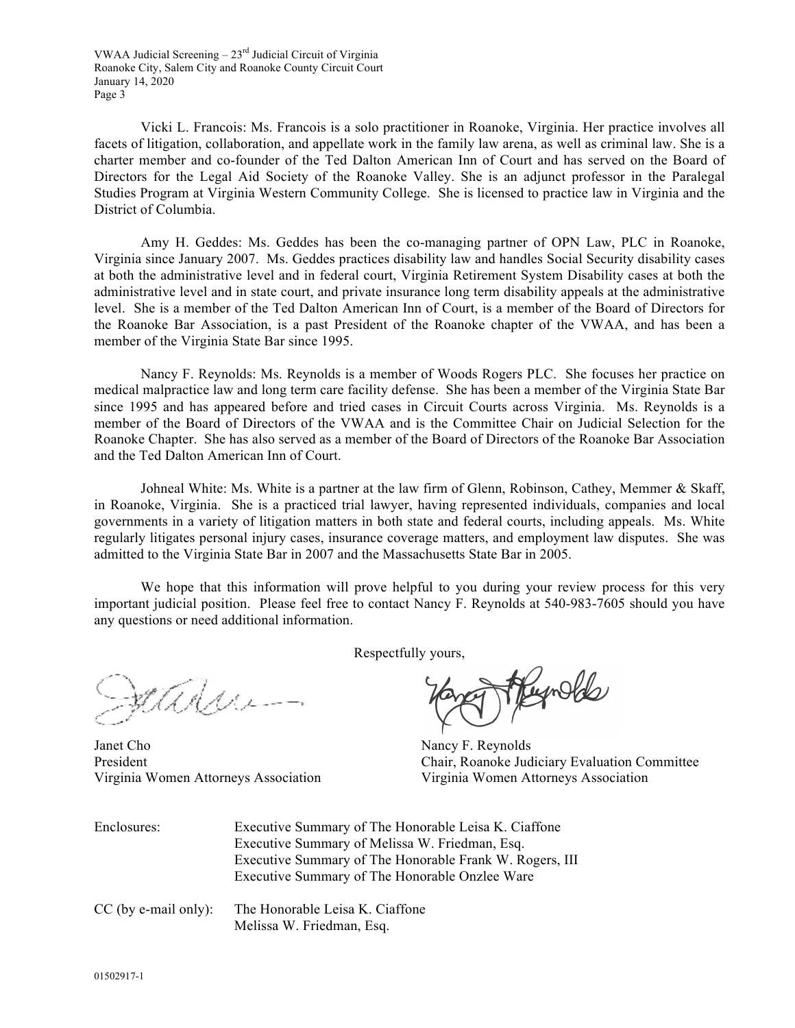Vicki L. Francois: Ms. Francois is a solo practitioner in Roanoke, Virginia. Her practice involves all facets of litigation, collaboration, and appellate work in the family law arena, as well as criminal law. She is a charter member and co-founder of the Ted Dalton American Inn of Court and has served on the Board of Directors for the Legal Aid Society of the Roanoke Valley. She is an adjunct professor in the Paralegal Studies Program at Virginia Western Community College. She is licensed to practice law in Virginia and the District of Columbia.

Amy H. Geddes: Ms. Geddes has been the co-managing partner of OPN Law, PLC in Roanoke, Virginia since January 2007. Ms. Geddes practices disability law and handles Social Security disability cases at both the administrative level and in federal court, Virginia Retirement System Disability cases at both the administrative level and in state court, and private insurance long term disability appeals at the administrative level. She is a member of the Ted Dalton American Inn of Court, is a member of the Board of Directors for the Roanoke Bar Association, is a past President of the Roanoke chapter of the VWAA, and has been a member of the Virginia State Bar since 1995.

Nancy F. Reynolds: Ms. Reynolds is a member of Woods Rogers PLC. She focuses her practice on medical malpractice law and long term care facility defense. She has been a member of the Virginia State Bar since 1995 and has appeared before and tried cases in Circuit Courts across Virginia. Ms. Reynolds is a member of the Board of Directors of the VWAA and is the Committee Chair on Judicial Selection for the Roanoke Chapter. She has also served as a member of the Board of Directors of the Roanoke Bar Association and the Ted Dalton American Inn of Court.

Johneal White: Ms. White is a partner at the law firm of Glenn, Robinson, Cathey, Memmer & Skaff, in Roanoke, Virginia. She is a practiced trial lawyer, having represented individuals, companies and local governments in a variety of litigation matters in both state and federal courts, including appeals. Ms. White regularly litigates personal injury cases, insurance coverage matters, and employment law disputes. She was admitted to the Virginia State Bar in 2007 and the Massachusetts State Bar in 2005.

We hope that this information will prove helpful to you during your review process for this very important judicial position. Please feel free to contact Nancy F. Reynolds at 540-983-7605 should you have any questions or need additional information.

Respectfully yours,

Janet Cho
President
Virginia Women Attorneys Association

Nancy F. Reynolds
Chair, Roanoke Judiciary Evaluation Committee
Virginia Women Attorneys Association

Enclosures:
- Executive Summary of The Honorable Leisa K. Ciaffone
- Executive Summary of Melissa W. Friedman, Esq.
- Executive Summary of The Honorable Frank W. Rogers, III
- Executive Summary of The Honorable Onzlee Ware

CC (by e-mail only):
- The Honorable Leisa K. Ciaffone
- Melissa W. Friedman, Esq.

01502917-1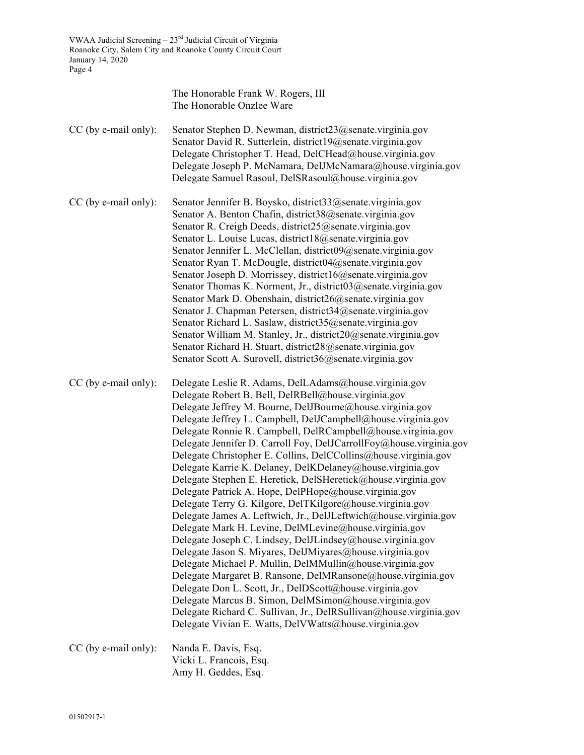The Honorable Frank W. Rogers, III
The Honorable Onzlee Ware

CC (by e-mail only):
Senator Stephen D. Newman, district23@senate.virginia.gov
Senator David R. Sutterlein, district19@senate.virginia.gov
Delegate Christopher T. Head, DelCHead@house.virginia.gov
Delegate Joseph P. McNamara, DelJMcNamara@house.virginia.gov
Delegate Samuel Rasoul, DelSRasoul@house.virginia.gov

CC (by e-mail only):
Senator Jennifer B. Boysko, district33@senate.virginia.gov
Senator A. Benton Chafin, district38@senate.virginia.gov
Senator R. Creigh Deeds, district25@senate.virginia.gov
Senator L. Louise Lucas, district18@senate.virginia.gov
Senator Jennifer L. McClellan, district09@senate.virginia.gov
Senator Ryan T. McDougle, district04@senate.virginia.gov
Senator Joseph D. Morrissey, district16@senate.virginia.gov
Senator Thomas K. Norment, Jr., district03@senate.virginia.gov
Senator Mark D. Obenshain, district26@senate.virginia.gov
Senator J. Chapman Petersen, district34@senate.virginia.gov
Senator Richard L. Saslaw, district35@senate.virginia.gov
Senator William M. Stanley, Jr., district20@senate.virginia.gov
Senator Richard H. Stuart, district28@senate.virginia.gov
Senator Scott A. Surovell, district36@senate.virginia.gov

CC (by e-mail only):
Delegate Leslie R. Adams, DelLAdams@house.virginia.gov
Delegate Robert B. Bell, DelRBell@house.virginia.gov
Delegate Jeffrey M. Bourne, DelJBourne@house.virginia.gov
Delegate Jeffrey L. Campbell, DelJCampbell@house.virginia.gov
Delegate Ronnie R. Campbell, DelRCampbell@house.virginia.gov
Delegate Jennifer D. Carroll Foy, DelJCarrollFoy@house.virginia.gov
Delegate Christopher E. Collins, DelCCollins@house.virginia.gov
Delegate Karrie K. Delaney, DelKDelaney@house.virginia.gov
Delegate Stephen E. Heretick, DelSHeretick@house.virginia.gov
Delegate Patrick A. Hope, DelPHope@house.virginia.gov
Delegate Terry G. Kilgore, DelTKilgore@house.virginia.gov
Delegate James A. Leftwich, Jr., DelJLeftwich@house.virginia.gov
Delegate Mark H. Levine, DelMLevine@house.virginia.gov
Delegate Joseph C. Lindsey, DelJLindsey@house.virginia.gov
Delegate Jason S. Miyares, DelJMiyares@house.virginia.gov
Delegate Michael P. Mullin, DelMMullin@house.virginia.gov
Delegate Margaret B. Ransone, DelMRansone@house.virginia.gov
Delegate Don L. Scott, Jr., DelDScott@house.virginia.gov
Delegate Marcus B. Simon, DelMSimon@house.virginia.gov
Delegate Richard C. Sullivan, Jr., DelRSullivan@house.virginia.gov
Delegate Vivian E. Watts, DelVWatts@house.virginia.gov

CC (by e-mail only):
Nanda E. Davis, Esq.
Vicki L. Francois, Esq.
Amy H. Geddes, Esq.

01502917-1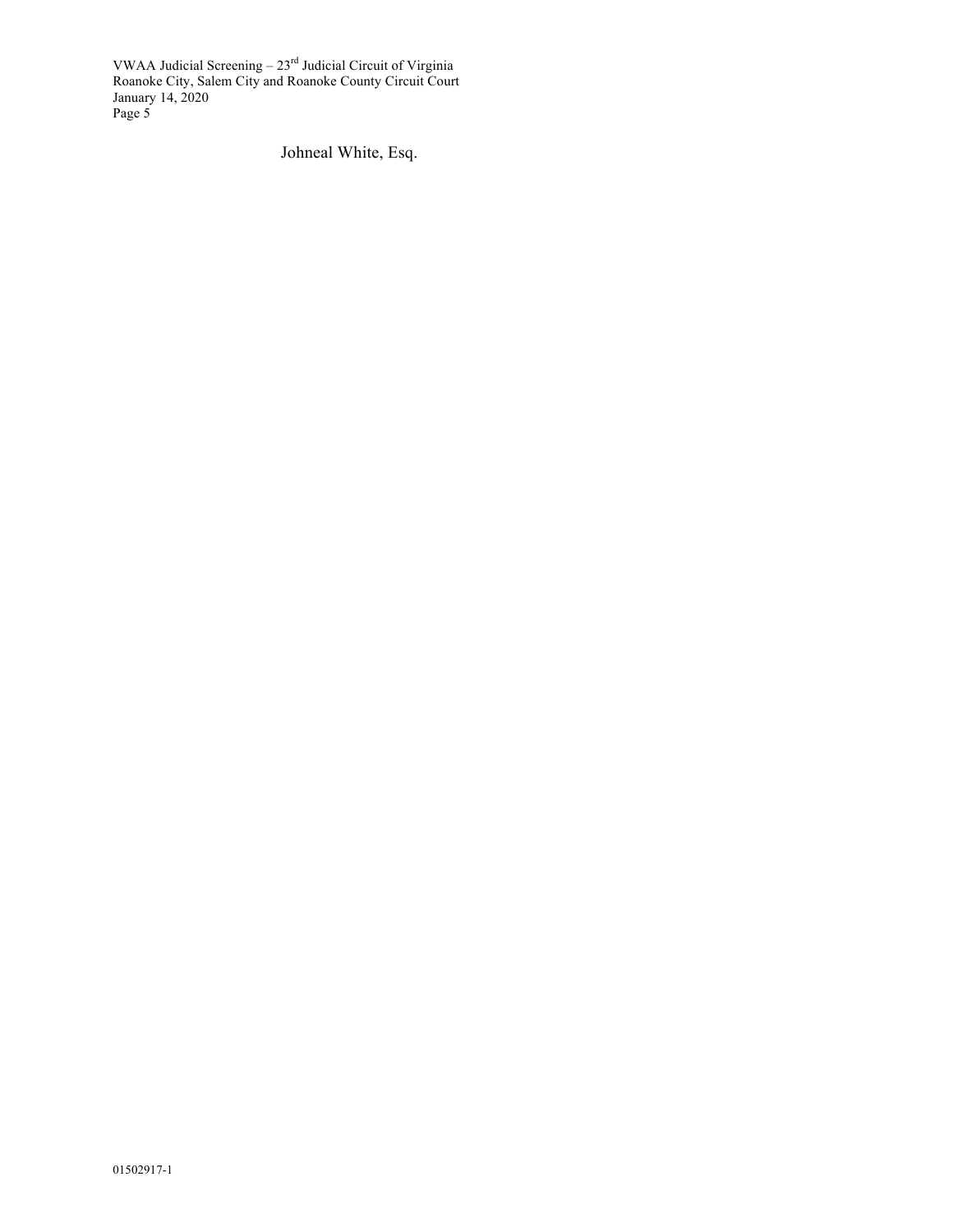Johneal White, Esq.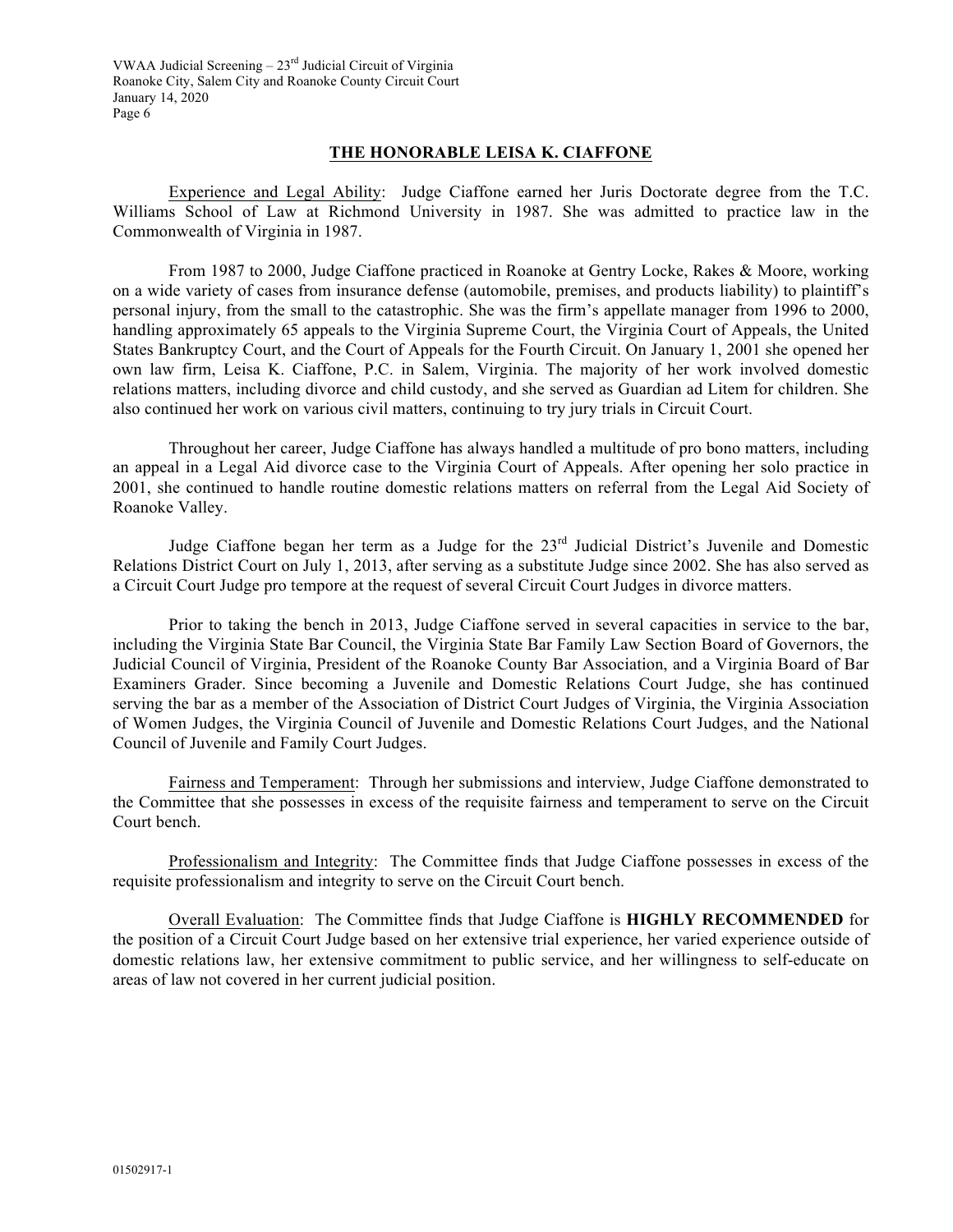## THE HONORABLE LEISA K. CIAFFONE

Experience and Legal Ability: Judge Ciaffone earned her Juris Doctorate degree from the T.C. Williams School of Law at Richmond University in 1987. She was admitted to practice law in the Commonwealth of Virginia in 1987.

From 1987 to 2000, Judge Ciaffone practiced in Roanoke at Gentry Locke, Rakes & Moore, working on a wide variety of cases from insurance defense (automobile, premises, and products liability) to plaintiff's personal injury, from the small to the catastrophic. She was the firm's appellate manager from 1996 to 2000, handling approximately 65 appeals to the Virginia Supreme Court, the Virginia Court of Appeals, the United States Bankruptcy Court, and the Court of Appeals for the Fourth Circuit. On January 1, 2001 she opened her own law firm, Leisa K. Ciaffone, P.C. in Salem, Virginia. The majority of her work involved domestic relations matters, including divorce and child custody, and she served as Guardian ad Litem for children. She also continued her work on various civil matters, continuing to try jury trials in Circuit Court.

Throughout her career, Judge Ciaffone has always handled a multitude of pro bono matters, including an appeal in a Legal Aid divorce case to the Virginia Court of Appeals. After opening her solo practice in 2001, she continued to handle routine domestic relations matters on referral from the Legal Aid Society of Roanoke Valley.

Judge Ciaffone began her term as a Judge for the 23rd Judicial District's Juvenile and Domestic Relations District Court on July 1, 2013, after serving as a substitute Judge since 2002. She has also served as a Circuit Court Judge pro tempore at the request of several Circuit Court Judges in divorce matters.

Prior to taking the bench in 2013, Judge Ciaffone served in several capacities in service to the bar, including the Virginia State Bar Council, the Virginia State Bar Family Law Section Board of Governors, the Judicial Council of Virginia, President of the Roanoke County Bar Association, and a Virginia Board of Bar Examiners Grader. Since becoming a Juvenile and Domestic Relations Court Judge, she has continued serving the bar as a member of the Association of District Court Judges of Virginia, the Virginia Association of Women Judges, the Virginia Council of Juvenile and Domestic Relations Court Judges, and the National Council of Juvenile and Family Court Judges.

Fairness and Temperament: Through her submissions and interview, Judge Ciaffone demonstrated to the Committee that she possesses in excess of the requisite fairness and temperament to serve on the Circuit Court bench.

Professionalism and Integrity: The Committee finds that Judge Ciaffone possesses in excess of the requisite professionalism and integrity to serve on the Circuit Court bench.

Overall Evaluation: The Committee finds that Judge Ciaffone is **HIGHLY RECOMMENDED** for the position of a Circuit Court Judge based on her extensive trial experience, her varied experience outside of domestic relations law, her extensive commitment to public service, and her willingness to self-educate on areas of law not covered in her current judicial position.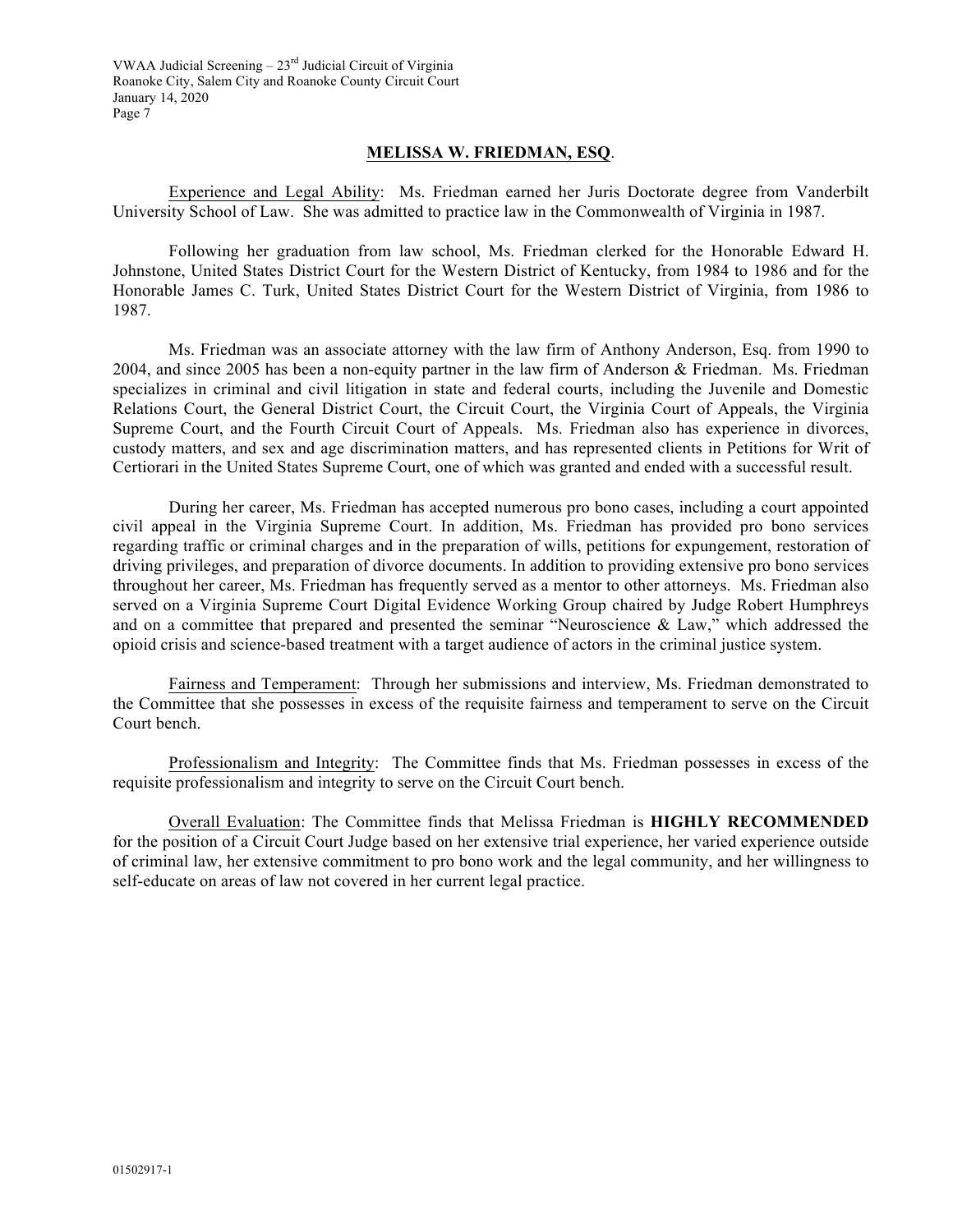## MELISSA W. FRIEDMAN, ESQ.

Experience and Legal Ability: Ms. Friedman earned her Juris Doctorate degree from Vanderbilt University School of Law. She was admitted to practice law in the Commonwealth of Virginia in 1987.

Following her graduation from law school, Ms. Friedman clerked for the Honorable Edward H. Johnstone, United States District Court for the Western District of Kentucky, from 1984 to 1986 and for the Honorable James C. Turk, United States District Court for the Western District of Virginia, from 1986 to 1987.

Ms. Friedman was an associate attorney with the law firm of Anthony Anderson, Esq. from 1990 to 2004, and since 2005 has been a non-equity partner in the law firm of Anderson & Friedman. Ms. Friedman specializes in criminal and civil litigation in state and federal courts, including the Juvenile and Domestic Relations Court, the General District Court, the Circuit Court, the Virginia Court of Appeals, the Virginia Supreme Court, and the Fourth Circuit Court of Appeals. Ms. Friedman also has experience in divorces, custody matters, and sex and age discrimination matters, and has represented clients in Petitions for Writ of Certiorari in the United States Supreme Court, one of which was granted and ended with a successful result.

During her career, Ms. Friedman has accepted numerous pro bono cases, including a court appointed civil appeal in the Virginia Supreme Court. In addition, Ms. Friedman has provided pro bono services regarding traffic or criminal charges and in the preparation of wills, petitions for expungement, restoration of driving privileges, and preparation of divorce documents. In addition to providing extensive pro bono services throughout her career, Ms. Friedman has frequently served as a mentor to other attorneys. Ms. Friedman also served on a Virginia Supreme Court Digital Evidence Working Group chaired by Judge Robert Humphreys and on a committee that prepared and presented the seminar "Neuroscience & Law," which addressed the opioid crisis and science-based treatment with a target audience of actors in the criminal justice system.

Fairness and Temperament: Through her submissions and interview, Ms. Friedman demonstrated to the Committee that she possesses in excess of the requisite fairness and temperament to serve on the Circuit Court bench.

Professionalism and Integrity: The Committee finds that Ms. Friedman possesses in excess of the requisite professionalism and integrity to serve on the Circuit Court bench.

Overall Evaluation: The Committee finds that Melissa Friedman is **HIGHLY RECOMMENDED** for the position of a Circuit Court Judge based on her extensive trial experience, her varied experience outside of criminal law, her extensive commitment to pro bono work and the legal community, and her willingness to self-educate on areas of law not covered in her current legal practice.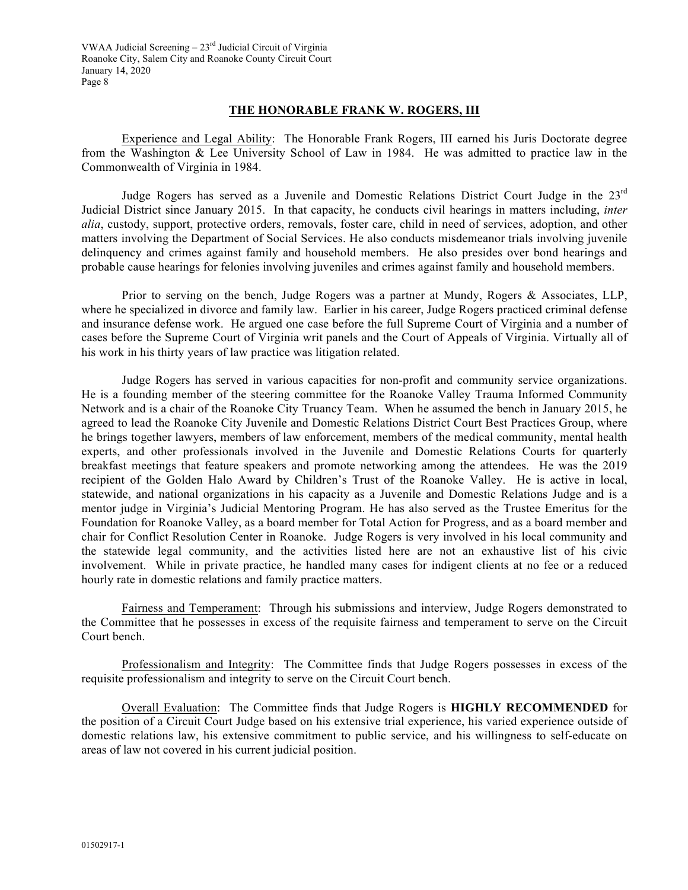## THE HONORABLE FRANK W. ROGERS, III

Experience and Legal Ability: The Honorable Frank Rogers, III earned his Juris Doctorate degree from the Washington & Lee University School of Law in 1984. He was admitted to practice law in the Commonwealth of Virginia in 1984.

Judge Rogers has served as a Juvenile and Domestic Relations District Court Judge in the 23rd Judicial District since January 2015. In that capacity, he conducts civil hearings in matters including, *inter alia*, custody, support, protective orders, removals, foster care, child in need of services, adoption, and other matters involving the Department of Social Services. He also conducts misdemeanor trials involving juvenile delinquency and crimes against family and household members. He also presides over bond hearings and probable cause hearings for felonies involving juveniles and crimes against family and household members.

Prior to serving on the bench, Judge Rogers was a partner at Mundy, Rogers & Associates, LLP, where he specialized in divorce and family law. Earlier in his career, Judge Rogers practiced criminal defense and insurance defense work. He argued one case before the full Supreme Court of Virginia and a number of cases before the Supreme Court of Virginia writ panels and the Court of Appeals of Virginia. Virtually all of his work in his thirty years of law practice was litigation related.

Judge Rogers has served in various capacities for non-profit and community service organizations. He is a founding member of the steering committee for the Roanoke Valley Trauma Informed Community Network and is a chair of the Roanoke City Truancy Team. When he assumed the bench in January 2015, he agreed to lead the Roanoke City Juvenile and Domestic Relations District Court Best Practices Group, where he brings together lawyers, members of law enforcement, members of the medical community, mental health experts, and other professionals involved in the Juvenile and Domestic Relations Courts for quarterly breakfast meetings that feature speakers and promote networking among the attendees. He was the 2019 recipient of the Golden Halo Award by Children's Trust of the Roanoke Valley. He is active in local, statewide, and national organizations in his capacity as a Juvenile and Domestic Relations Judge and is a mentor judge in Virginia's Judicial Mentoring Program. He has also served as the Trustee Emeritus for the Foundation for Roanoke Valley, as a board member for Total Action for Progress, and as a board member and chair for Conflict Resolution Center in Roanoke. Judge Rogers is very involved in his local community and the statewide legal community, and the activities listed here are not an exhaustive list of his civic involvement. While in private practice, he handled many cases for indigent clients at no fee or a reduced hourly rate in domestic relations and family practice matters.

Fairness and Temperament: Through his submissions and interview, Judge Rogers demonstrated to the Committee that he possesses in excess of the requisite fairness and temperament to serve on the Circuit Court bench.

Professionalism and Integrity: The Committee finds that Judge Rogers possesses in excess of the requisite professionalism and integrity to serve on the Circuit Court bench.

Overall Evaluation: The Committee finds that Judge Rogers is **HIGHLY RECOMMENDED** for the position of a Circuit Court Judge based on his extensive trial experience, his varied experience outside of domestic relations law, his extensive commitment to public service, and his willingness to self-educate on areas of law not covered in his current judicial position.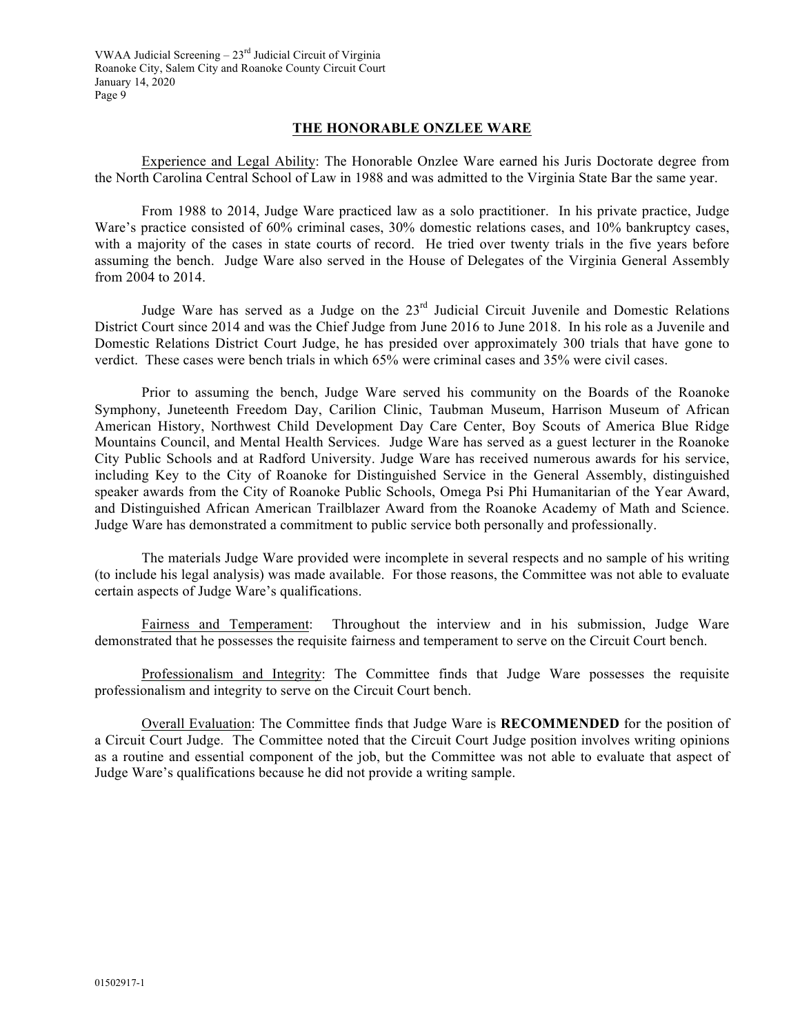## THE HONORABLE ONZLEE WARE

Experience and Legal Ability: The Honorable Onzlee Ware earned his Juris Doctorate degree from the North Carolina Central School of Law in 1988 and was admitted to the Virginia State Bar the same year.

From 1988 to 2014, Judge Ware practiced law as a solo practitioner. In his private practice, Judge Ware's practice consisted of 60% criminal cases, 30% domestic relations cases, and 10% bankruptcy cases, with a majority of the cases in state courts of record. He tried over twenty trials in the five years before assuming the bench. Judge Ware also served in the House of Delegates of the Virginia General Assembly from 2004 to 2014.

Judge Ware has served as a Judge on the 23rd Judicial Circuit Juvenile and Domestic Relations District Court since 2014 and was the Chief Judge from June 2016 to June 2018. In his role as a Juvenile and Domestic Relations District Court Judge, he has presided over approximately 300 trials that have gone to verdict. These cases were bench trials in which 65% were criminal cases and 35% were civil cases.

Prior to assuming the bench, Judge Ware served his community on the Boards of the Roanoke Symphony, Juneteenth Freedom Day, Carilion Clinic, Taubman Museum, Harrison Museum of African American History, Northwest Child Development Day Care Center, Boy Scouts of America Blue Ridge Mountains Council, and Mental Health Services. Judge Ware has served as a guest lecturer in the Roanoke City Public Schools and at Radford University. Judge Ware has received numerous awards for his service, including Key to the City of Roanoke for Distinguished Service in the General Assembly, distinguished speaker awards from the City of Roanoke Public Schools, Omega Psi Phi Humanitarian of the Year Award, and Distinguished African American Trailblazer Award from the Roanoke Academy of Math and Science. Judge Ware has demonstrated a commitment to public service both personally and professionally.

The materials Judge Ware provided were incomplete in several respects and no sample of his writing (to include his legal analysis) was made available. For those reasons, the Committee was not able to evaluate certain aspects of Judge Ware's qualifications.

Fairness and Temperament: Throughout the interview and in his submission, Judge Ware demonstrated that he possesses the requisite fairness and temperament to serve on the Circuit Court bench.

Professionalism and Integrity: The Committee finds that Judge Ware possesses the requisite professionalism and integrity to serve on the Circuit Court bench.

Overall Evaluation: The Committee finds that Judge Ware is **RECOMMENDED** for the position of a Circuit Court Judge. The Committee noted that the Circuit Court Judge position involves writing opinions as a routine and essential component of the job, but the Committee was not able to evaluate that aspect of Judge Ware's qualifications because he did not provide a writing sample.

01502917-1